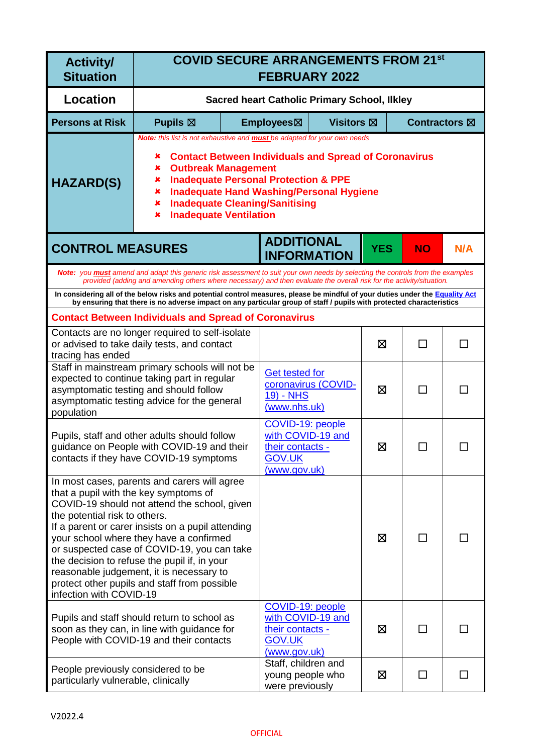| Activity/ Situation | COVID SECURE ARRANGEMENTS FROM 21st FEBRUARY 2022 | | | |
|---|---|---|---|---|
| **Location** | **Sacred heart Catholic Primary School, Ilkley** | | | |
| **Persons at Risk** | **Pupils ☒** | **Employees☒** | **Visitors ☒** | **Contractors ☒** |
| **HAZARD(S)** | ***Note:*** *this list is not exhaustive and* ***must*** *be adapted for your own needs*<br><br>✘ **Contact Between Individuals and Spread of Coronavirus**<br>✘ **Outbreak Management**<br>✘ **Inadequate Personal Protection & PPE**<br>✘ **Inadequate Hand Washing/Personal Hygiene**<br>✘ **Inadequate Cleaning/Sanitising**<br>✘ **Inadequate Ventilation** | | | |

| CONTROL MEASURES | ADDITIONAL INFORMATION | YES | NO | N/A |
|---|---|---|---|---|
| ***Note:*** *you* ***must*** *amend and adapt this generic risk assessment to suit your own needs by selecting the controls from the examples provided (adding and amending others where necessary) and then evaluate the overall risk for the activity/situation.* | | | | |
| **In considering all of the below risks and potential control measures, please be mindful of your duties under the Equality Act by ensuring that there is no adverse impact on any particular group of staff / pupils with protected characteristics** | | | | |
| **Contact Between Individuals and Spread of Coronavirus** | | | | |
| Contacts are no longer required to self-isolate or advised to take daily tests, and contact tracing has ended | | ☒ | ☐ | ☐ |
| Staff in mainstream primary schools will not be expected to continue taking part in regular asymptomatic testing and should follow asymptomatic testing advice for the general population | Get tested for coronavirus (COVID-19) - NHS (www.nhs.uk) | ☒ | ☐ | ☐ |
| Pupils, staff and other adults should follow guidance on People with COVID-19 and their contacts if they have COVID-19 symptoms | COVID-19: people with COVID-19 and their contacts - GOV.UK (www.gov.uk) | ☒ | ☐ | ☐ |
| In most cases, parents and carers will agree that a pupil with the key symptoms of COVID-19 should not attend the school, given the potential risk to others.<br>If a parent or carer insists on a pupil attending your school where they have a confirmed or suspected case of COVID-19, you can take the decision to refuse the pupil if, in your reasonable judgement, it is necessary to protect other pupils and staff from possible infection with COVID-19 | | ☒ | ☐ | ☐ |
| Pupils and staff should return to school as soon as they can, in line with guidance for People with COVID-19 and their contacts | COVID-19: people with COVID-19 and their contacts - GOV.UK (www.gov.uk) | ☒ | ☐ | ☐ |
| People previously considered to be particularly vulnerable, clinically | Staff, children and young people who were previously | ☒ | ☐ | ☐ |

V2022.4

OFFICIAL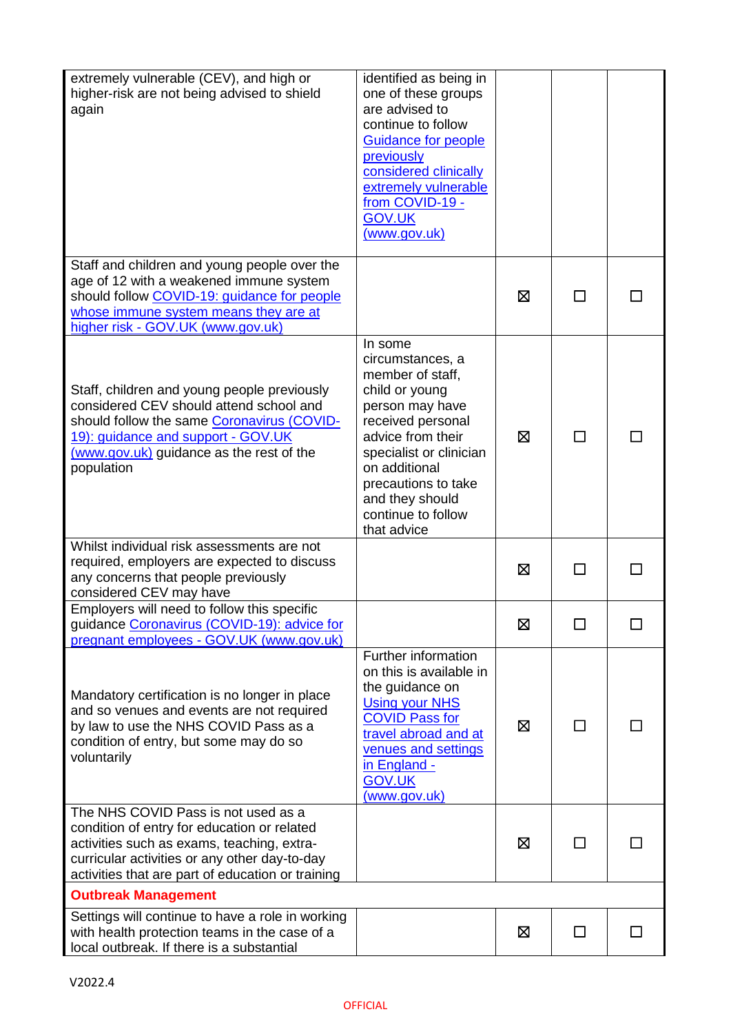| | | | | |
|---|---|---|---|---|
| extremely vulnerable (CEV), and high or higher-risk are not being advised to shield again | identified as being in one of these groups are advised to continue to follow Guidance for people previously considered clinically extremely vulnerable from COVID-19 - GOV.UK (www.gov.uk) | | | |
| Staff and children and young people over the age of 12 with a weakened immune system should follow COVID-19: guidance for people whose immune system means they are at higher risk - GOV.UK (www.gov.uk) | | ☒ | ☐ | ☐ |
| Staff, children and young people previously considered CEV should attend school and should follow the same Coronavirus (COVID-19): guidance and support - GOV.UK (www.gov.uk) guidance as the rest of the population | In some circumstances, a member of staff, child or young person may have received personal advice from their specialist or clinician on additional precautions to take and they should continue to follow that advice | ☒ | ☐ | ☐ |
| Whilst individual risk assessments are not required, employers are expected to discuss any concerns that people previously considered CEV may have | | ☒ | ☐ | ☐ |
| Employers will need to follow this specific guidance Coronavirus (COVID-19): advice for pregnant employees - GOV.UK (www.gov.uk) | | ☒ | ☐ | ☐ |
| Mandatory certification is no longer in place and so venues and events are not required by law to use the NHS COVID Pass as a condition of entry, but some may do so voluntarily | Further information on this is available in the guidance on Using your NHS COVID Pass for travel abroad and at venues and settings in England - GOV.UK (www.gov.uk) | ☒ | ☐ | ☐ |
| The NHS COVID Pass is not used as a condition of entry for education or related activities such as exams, teaching, extra-curricular activities or any other day-to-day activities that are part of education or training | | ☒ | ☐ | ☐ |
| **Outbreak Management** | | | | |
| Settings will continue to have a role in working with health protection teams in the case of a local outbreak. If there is a substantial | | ☒ | ☐ | ☐ |

V2022.4

OFFICIAL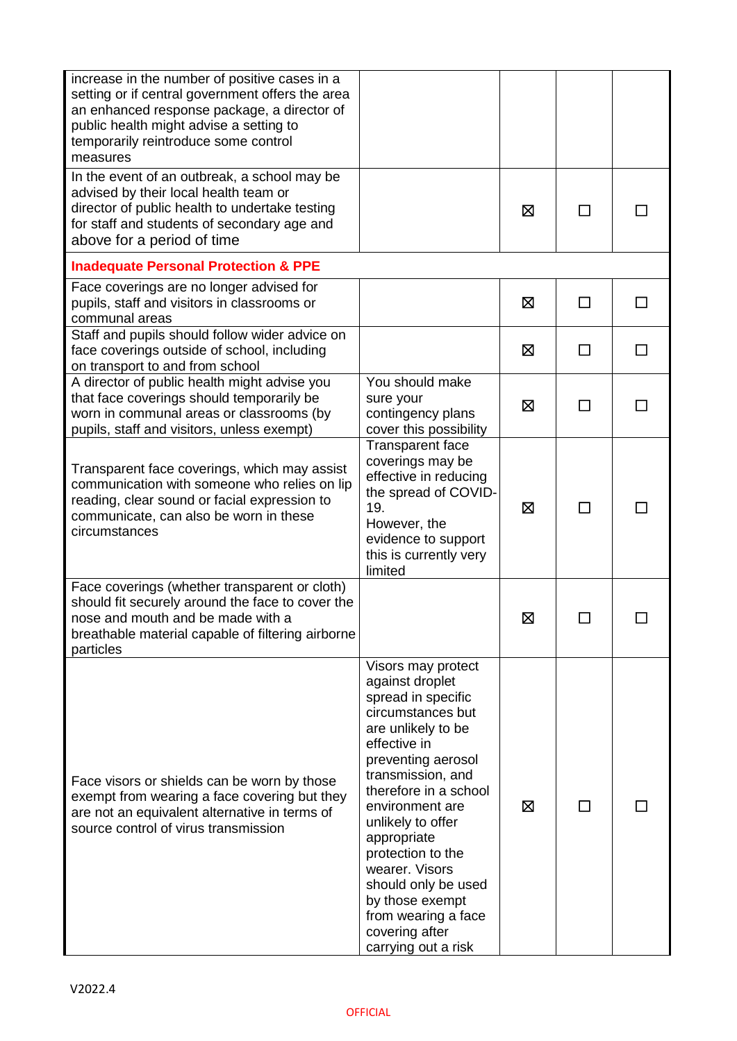| | | | | |
|---|---|---|---|---|
| increase in the number of positive cases in a setting or if central government offers the area an enhanced response package, a director of public health might advise a setting to temporarily reintroduce some control measures | | | | |
| In the event of an outbreak, a school may be advised by their local health team or director of public health to undertake testing for staff and students of secondary age and above for a period of time | | ☒ | ☐ | ☐ |
| **Inadequate Personal Protection & PPE** | | | | |
| Face coverings are no longer advised for pupils, staff and visitors in classrooms or communal areas | | ☒ | ☐ | ☐ |
| Staff and pupils should follow wider advice on face coverings outside of school, including on transport to and from school | | ☒ | ☐ | ☐ |
| A director of public health might advise you that face coverings should temporarily be worn in communal areas or classrooms (by pupils, staff and visitors, unless exempt) | You should make sure your contingency plans cover this possibility | ☒ | ☐ | ☐ |
| Transparent face coverings, which may assist communication with someone who relies on lip reading, clear sound or facial expression to communicate, can also be worn in these circumstances | Transparent face coverings may be effective in reducing the spread of COVID-19. However, the evidence to support this is currently very limited | ☒ | ☐ | ☐ |
| Face coverings (whether transparent or cloth) should fit securely around the face to cover the nose and mouth and be made with a breathable material capable of filtering airborne particles | | ☒ | ☐ | ☐ |
| Face visors or shields can be worn by those exempt from wearing a face covering but they are not an equivalent alternative in terms of source control of virus transmission | Visors may protect against droplet spread in specific circumstances but are unlikely to be effective in preventing aerosol transmission, and therefore in a school environment are unlikely to offer appropriate protection to the wearer. Visors should only be used by those exempt from wearing a face covering after carrying out a risk | ☒ | ☐ | ☐ |

V2022.4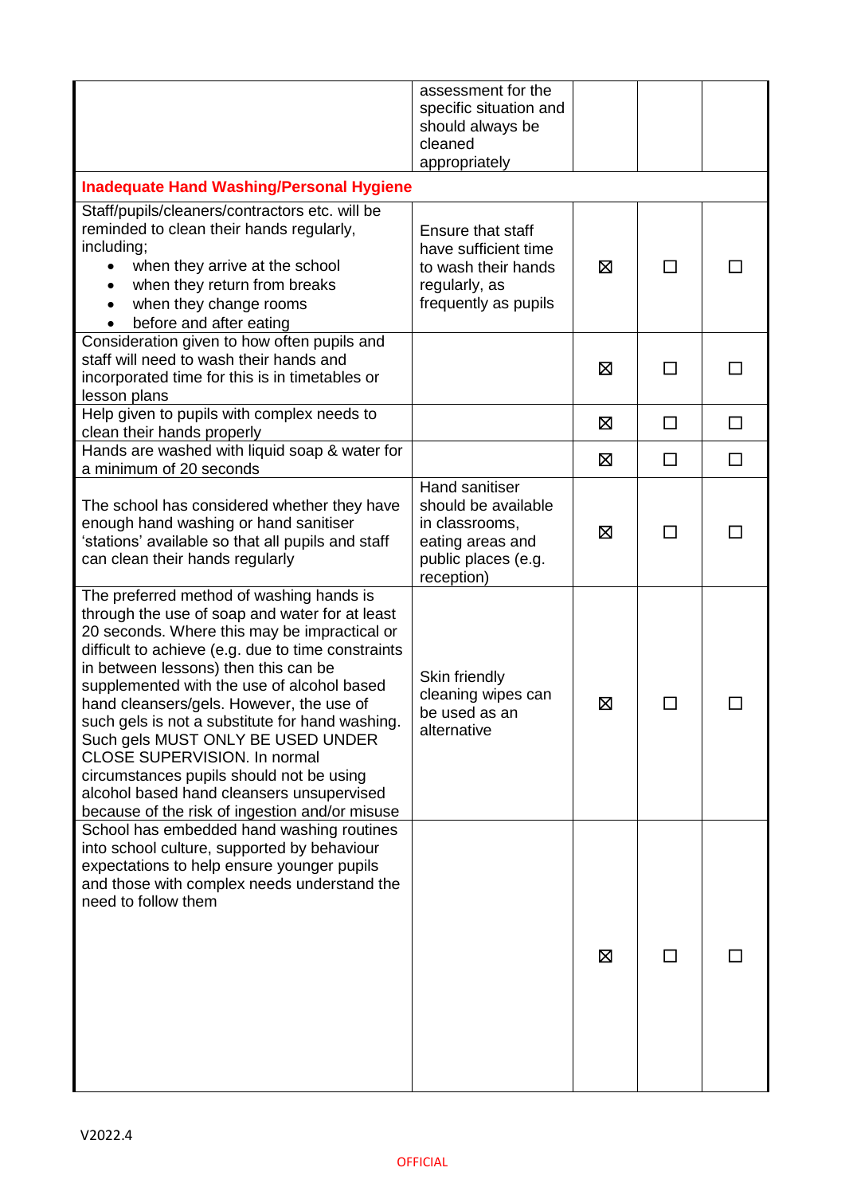| | | | | |
|---|---|---|---|---|
| | assessment for the specific situation and should always be cleaned appropriately | | | |
| **Inadequate Hand Washing/Personal Hygiene** | | | | |
| Staff/pupils/cleaners/contractors etc. will be reminded to clean their hands regularly, including;<br>• when they arrive at the school<br>• when they return from breaks<br>• when they change rooms<br>• before and after eating | Ensure that staff have sufficient time to wash their hands regularly, as frequently as pupils | ☒ | ☐ | ☐ |
| Consideration given to how often pupils and staff will need to wash their hands and incorporated time for this is in timetables or lesson plans | | ☒ | ☐ | ☐ |
| Help given to pupils with complex needs to clean their hands properly | | ☒ | ☐ | ☐ |
| Hands are washed with liquid soap & water for a minimum of 20 seconds | | ☒ | ☐ | ☐ |
| The school has considered whether they have enough hand washing or hand sanitiser 'stations' available so that all pupils and staff can clean their hands regularly | Hand sanitiser should be available in classrooms, eating areas and public places (e.g. reception) | ☒ | ☐ | ☐ |
| The preferred method of washing hands is through the use of soap and water for at least 20 seconds. Where this may be impractical or difficult to achieve (e.g. due to time constraints in between lessons) then this can be supplemented with the use of alcohol based hand cleansers/gels. However, the use of such gels is not a substitute for hand washing. Such gels MUST ONLY BE USED UNDER CLOSE SUPERVISION. In normal circumstances pupils should not be using alcohol based hand cleansers unsupervised because of the risk of ingestion and/or misuse | Skin friendly cleaning wipes can be used as an alternative | ☒ | ☐ | ☐ |
| School has embedded hand washing routines into school culture, supported by behaviour expectations to help ensure younger pupils and those with complex needs understand the need to follow them | | ☒ | ☐ | ☐ |

V2022.4

OFFICIAL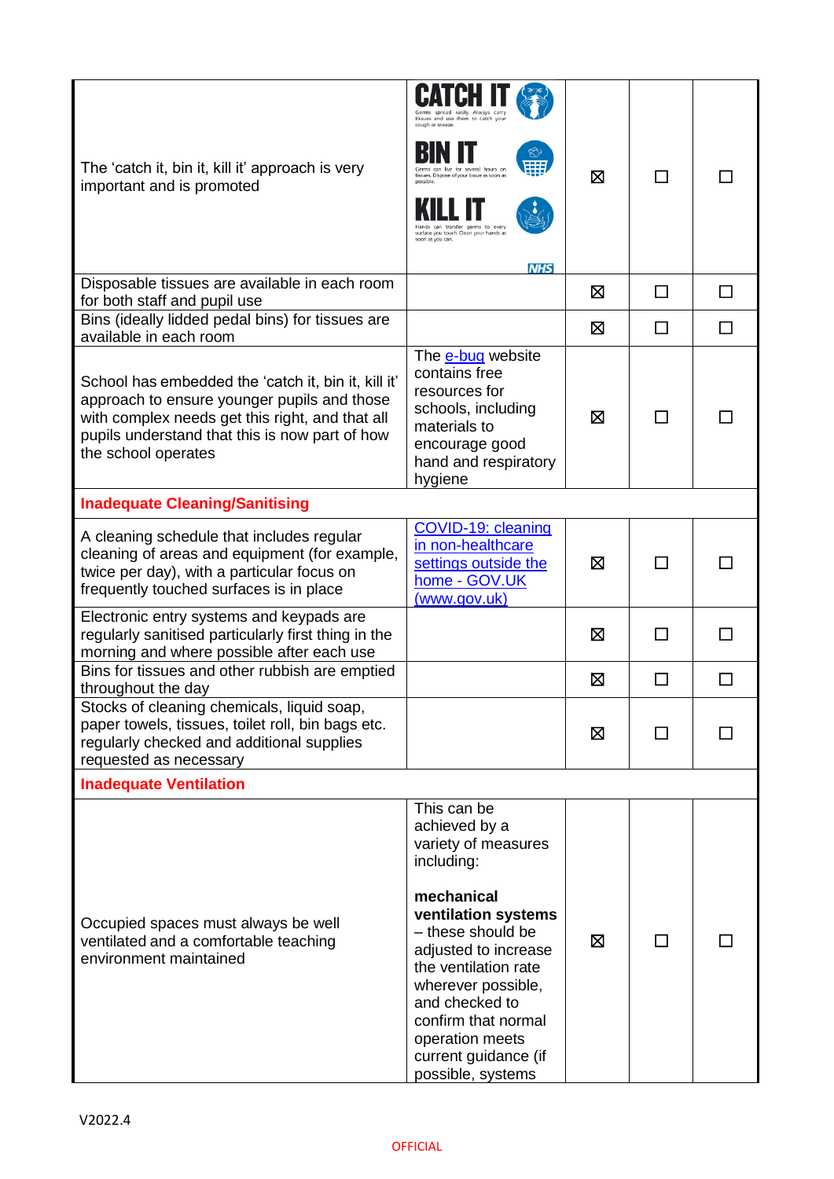| | | | | |
|---|---|---|---|---|
| The 'catch it, bin it, kill it' approach is very important and is promoted | CATCH IT Germs spread easily. Always carry tissues and use them to catch your cough or sneeze. BIN IT Germs can live for several hours on tissues. Dispose of your tissue as soon as possible. KILL IT Hands can transfer germs to every surface you touch. Clean your hands as soon as you can. NHS | ☒ | ☐ | ☐ |
| Disposable tissues are available in each room for both staff and pupil use | | ☒ | ☐ | ☐ |
| Bins (ideally lidded pedal bins) for tissues are available in each room | | ☒ | ☐ | ☐ |
| School has embedded the 'catch it, bin it, kill it' approach to ensure younger pupils and those with complex needs get this right, and that all pupils understand that this is now part of how the school operates | The e-bug website contains free resources for schools, including materials to encourage good hand and respiratory hygiene | ☒ | ☐ | ☐ |
| **Inadequate Cleaning/Sanitising** | | | | |
| A cleaning schedule that includes regular cleaning of areas and equipment (for example, twice per day), with a particular focus on frequently touched surfaces is in place | COVID-19: cleaning in non-healthcare settings outside the home - GOV.UK (www.gov.uk) | ☒ | ☐ | ☐ |
| Electronic entry systems and keypads are regularly sanitised particularly first thing in the morning and where possible after each use | | ☒ | ☐ | ☐ |
| Bins for tissues and other rubbish are emptied throughout the day | | ☒ | ☐ | ☐ |
| Stocks of cleaning chemicals, liquid soap, paper towels, tissues, toilet roll, bin bags etc. regularly checked and additional supplies requested as necessary | | ☒ | ☐ | ☐ |
| **Inadequate Ventilation** | | | | |
| Occupied spaces must always be well ventilated and a comfortable teaching environment maintained | This can be achieved by a variety of measures including:<br><br>**mechanical ventilation systems** – these should be adjusted to increase the ventilation rate wherever possible, and checked to confirm that normal operation meets current guidance (if possible, systems | ☒ | ☐ | ☐ |

V2022.4

OFFICIAL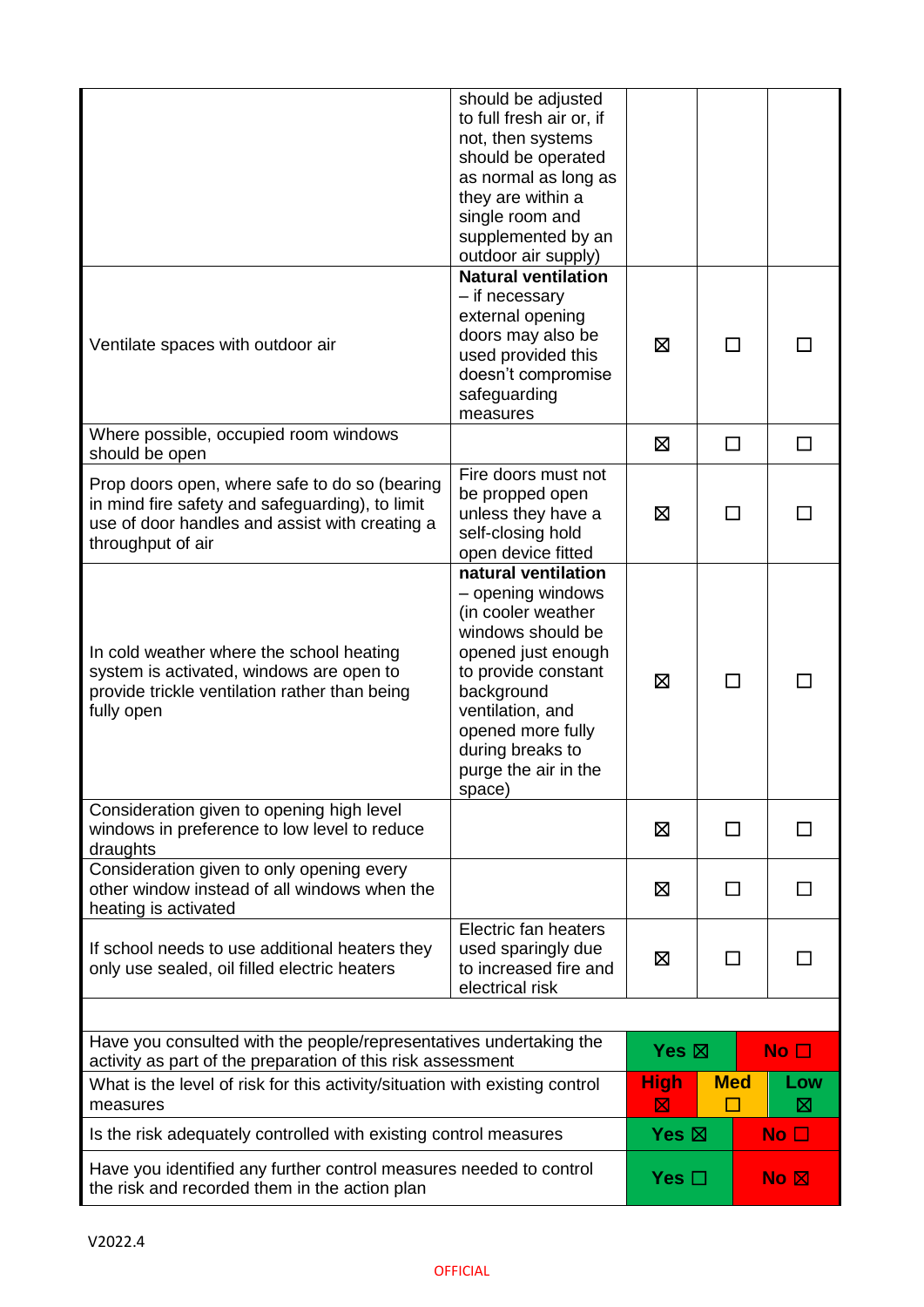| | | | | |
|---|---|---|---|---|
| | should be adjusted to full fresh air or, if not, then systems should be operated as normal as long as they are within a single room and supplemented by an outdoor air supply) | | | |
| Ventilate spaces with outdoor air | **Natural ventilation** – if necessary external opening doors may also be used provided this doesn't compromise safeguarding measures | ☒ | ☐ | ☐ |
| Where possible, occupied room windows should be open | | ☒ | ☐ | ☐ |
| Prop doors open, where safe to do so (bearing in mind fire safety and safeguarding), to limit use of door handles and assist with creating a throughput of air | Fire doors must not be propped open unless they have a self-closing hold open device fitted | ☒ | ☐ | ☐ |
| In cold weather where the school heating system is activated, windows are open to provide trickle ventilation rather than being fully open | **natural ventilation** – opening windows (in cooler weather windows should be opened just enough to provide constant background ventilation, and opened more fully during breaks to purge the air in the space) | ☒ | ☐ | ☐ |
| Consideration given to opening high level windows in preference to low level to reduce draughts | | ☒ | ☐ | ☐ |
| Consideration given to only opening every other window instead of all windows when the heating is activated | | ☒ | ☐ | ☐ |
| If school needs to use additional heaters they only use sealed, oil filled electric heaters | Electric fan heaters used sparingly due to increased fire and electrical risk | ☒ | ☐ | ☐ |

| | | | |
|---|---|---|---|
| Have you consulted with the people/representatives undertaking the activity as part of the preparation of this risk assessment | **Yes** ☒ | | **No** ☐ |
| What is the level of risk for this activity/situation with existing control measures | **High** ☒ | **Med** ☐ | **Low** ☒ |
| Is the risk adequately controlled with existing control measures | **Yes** ☒ | | **No** ☐ |
| Have you identified any further control measures needed to control the risk and recorded them in the action plan | **Yes** ☐ | | **No** ☒ |

V2022.4

OFFICIAL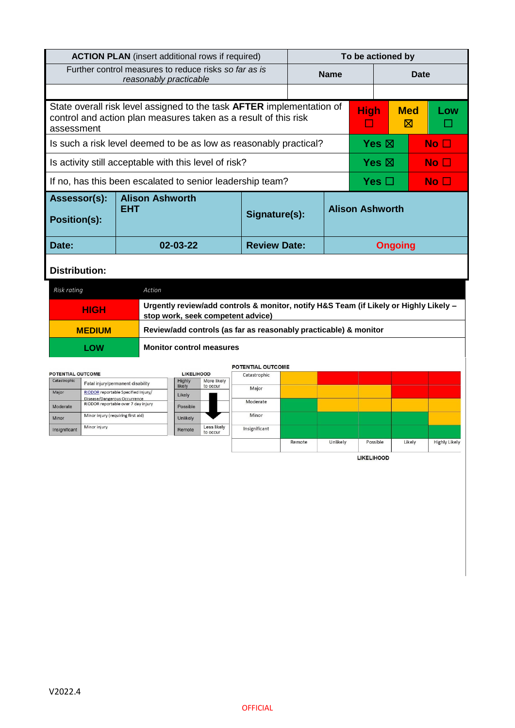| **ACTION PLAN** (insert additional rows if required) | **To be actioned by** | |
|---|---|---|
| Further control measures to reduce risks *so far as is reasonably practicable* | **Name** | **Date** |
| | | |

| | | | |
|---|---|---|---|
| State overall risk level assigned to the task **AFTER** implementation of control and action plan measures taken as a result of this risk assessment | **High** ☐ | **Med** ☒ | **Low** ☐ |
| Is such a risk level deemed to be as low as reasonably practical? | **Yes** ☒ | | **No** ☐ |
| Is activity still acceptable with this level of risk? | **Yes** ☒ | | **No** ☐ |
| If no, has this been escalated to senior leadership team? | **Yes** ☐ | | **No** ☐ |

| | | | |
|---|---|---|---|
| **Assessor(s):** **Position(s):** | **Alison Ashworth** **EHT** | **Signature(s):** | **Alison Ashworth** |
| **Date:** | **02-03-22** | **Review Date:** | **Ongoing** |

**Distribution:**

| *Risk rating* | *Action* |
|---|---|
| **HIGH** | **Urgently review/add controls & monitor, notify H&S Team (if Likely or Highly Likely – stop work, seek competent advice)** |
| **MEDIUM** | **Review/add controls (as far as reasonably practicable) & monitor** |
| **LOW** | **Monitor control measures** |

| POTENTIAL OUTCOME | |
|---|---|
| Catastrophic | Fatal injury/permanent disability |
| Major | RIDDOR reportable Specified Injury/ Disease/Dangerous Occurrence |
| Moderate | RIDDOR reportable over 7 day injury |
| Minor | Minor injury (requiring first aid) |
| Insignificant | Minor injury |

| LIKELIHOOD | |
|---|---|
| Highly likely | More likely to occur |
| Likely | |
| Possible | |
| Unlikely | |
| Remote | Less likely to occur |

POTENTIAL OUTCOME

Catastrophic

Major

Moderate

Minor

Insignificant

Remote

Unlikely

Possible

Likely

Highly Likely

LIKELIHOOD

V2022.4

OFFICIAL